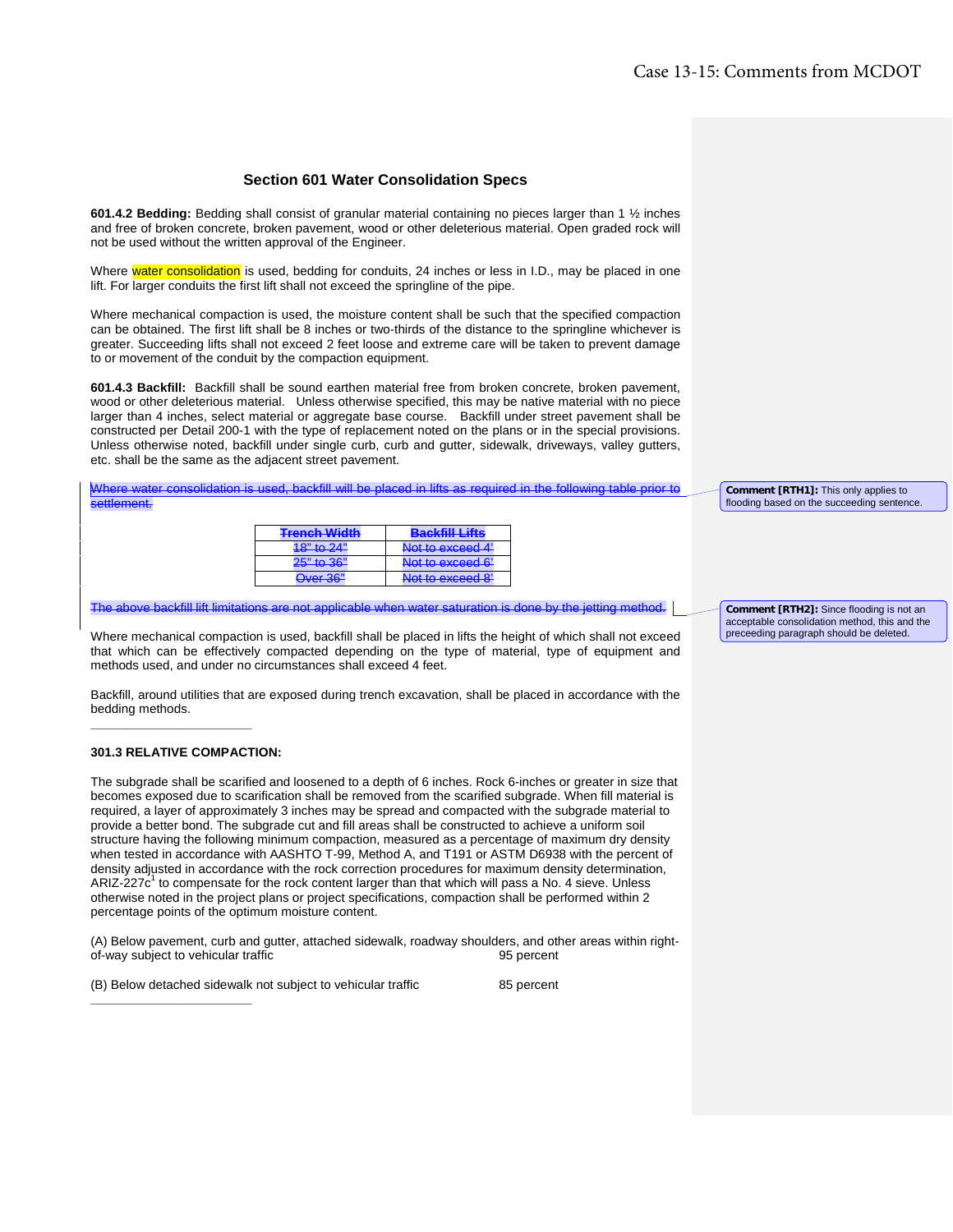Case 13-15: Comments from MCDOT

### Section 601 Water Consolidation Specs

**601.4.2 Bedding:** Bedding shall consist of granular material containing no pieces larger than 1 ½ inches and free of broken concrete, broken pavement, wood or other deleterious material. Open graded rock will not be used without the written approval of the Engineer.

Where water consolidation is used, bedding for conduits, 24 inches or less in I.D., may be placed in one lift. For larger conduits the first lift shall not exceed the springline of the pipe.

Where mechanical compaction is used, the moisture content shall be such that the specified compaction can be obtained. The first lift shall be 8 inches or two-thirds of the distance to the springline whichever is greater. Succeeding lifts shall not exceed 2 feet loose and extreme care will be taken to prevent damage to or movement of the conduit by the compaction equipment.

**601.4.3 Backfill:** Backfill shall be sound earthen material free from broken concrete, broken pavement, wood or other deleterious material. Unless otherwise specified, this may be native material with no piece larger than 4 inches, select material or aggregate base course. Backfill under street pavement shall be constructed per Detail 200-1 with the type of replacement noted on the plans or in the special provisions. Unless otherwise noted, backfill under single curb, curb and gutter, sidewalk, driveways, valley gutters, etc. shall be the same as the adjacent street pavement.

~~Where water consolidation is used, backfill will be placed in lifts as required in the following table prior to settlement.~~

> **Comment [RTH1]:** This only applies to flooding based on the succeeding sentence.

| ~~Trench Width~~ | ~~Backfill Lifts~~ |
|---|---|
| ~~18" to 24"~~ | ~~Not to exceed 4'~~ |
| ~~25" to 36"~~ | ~~Not to exceed 6'~~ |
| ~~Over 36"~~ | ~~Not to exceed 8'~~ |

~~The above backfill lift limitations are not applicable when water saturation is done by the jetting method.~~

> **Comment [RTH2]:** Since flooding is not an acceptable consolidation method, this and the preceeding paragraph should be deleted.

Where mechanical compaction is used, backfill shall be placed in lifts the height of which shall not exceed that which can be effectively compacted depending on the type of material, type of equipment and methods used, and under no circumstances shall exceed 4 feet.

Backfill, around utilities that are exposed during trench excavation, shall be placed in accordance with the bedding methods.

---

**301.3 RELATIVE COMPACTION:**

The subgrade shall be scarified and loosened to a depth of 6 inches. Rock 6-inches or greater in size that becomes exposed due to scarification shall be removed from the scarified subgrade. When fill material is required, a layer of approximately 3 inches may be spread and compacted with the subgrade material to provide a better bond. The subgrade cut and fill areas shall be constructed to achieve a uniform soil structure having the following minimum compaction, measured as a percentage of maximum dry density when tested in accordance with AASHTO T-99, Method A, and T191 or ASTM D6938 with the percent of density adjusted in accordance with the rock correction procedures for maximum density determination, ARIZ-227c[1] to compensate for the rock content larger than that which will pass a No. 4 sieve. Unless otherwise noted in the project plans or project specifications, compaction shall be performed within 2 percentage points of the optimum moisture content.

(A) Below pavement, curb and gutter, attached sidewalk, roadway shoulders, and other areas within right-of-way subject to vehicular traffic 95 percent

(B) Below detached sidewalk not subject to vehicular traffic 85 percent

---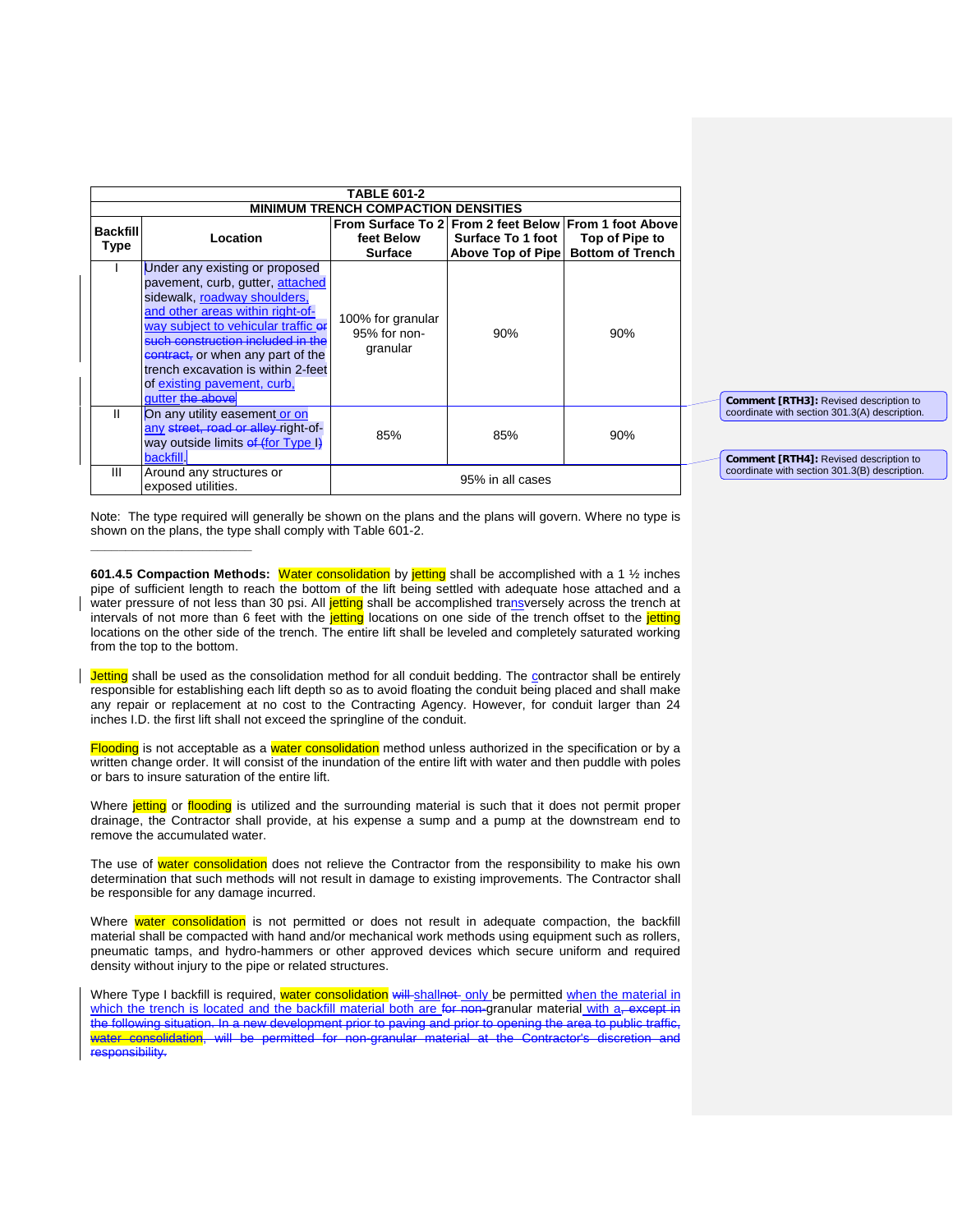| TABLE 601-2 | | | | |
|---|---|---|---|---|
| MINIMUM TRENCH COMPACTION DENSITIES | | | | |
| Backfill Type | Location | From Surface To 2 feet Below Surface | From 2 feet Below Surface To 1 foot Above Top of Pipe | From 1 foot Above Top of Pipe to Bottom of Trench |
| I | Under any existing or proposed pavement, curb, gutter, attached sidewalk, roadway shoulders, and other areas within right-of-way subject to vehicular traffic or such construction included in the contract, or when any part of the trench excavation is within 2-feet of existing pavement, curb, gutter the above | 100% for granular 95% for non-granular | 90% | 90% |
| II | On any utility easement or on any street, road or alley right-of-way outside limits of (for Type I) backfill. | 85% | 85% | 90% |
| III | Around any structures or exposed utilities. | 95% in all cases | | |

Comment [RTH3]: Revised description to coordinate with section 301.3(A) description.

Comment [RTH4]: Revised description to coordinate with section 301.3(B) description.

Note: The type required will generally be shown on the plans and the plans will govern. Where no type is shown on the plans, the type shall comply with Table 601-2.

**601.4.5 Compaction Methods:** Water consolidation by jetting shall be accomplished with a 1 ½ inches pipe of sufficient length to reach the bottom of the lift being settled with adequate hose attached and a water pressure of not less than 30 psi. All jetting shall be accomplished transversely across the trench at intervals of not more than 6 feet with the jetting locations on one side of the trench offset to the jetting locations on the other side of the trench. The entire lift shall be leveled and completely saturated working from the top to the bottom.

Jetting shall be used as the consolidation method for all conduit bedding. The contractor shall be entirely responsible for establishing each lift depth so as to avoid floating the conduit being placed and shall make any repair or replacement at no cost to the Contracting Agency. However, for conduit larger than 24 inches I.D. the first lift shall not exceed the springline of the conduit.

Flooding is not acceptable as a water consolidation method unless authorized in the specification or by a written change order. It will consist of the inundation of the entire lift with water and then puddle with poles or bars to insure saturation of the entire lift.

Where jetting or flooding is utilized and the surrounding material is such that it does not permit proper drainage, the Contractor shall provide, at his expense a sump and a pump at the downstream end to remove the accumulated water.

The use of water consolidation does not relieve the Contractor from the responsibility to make his own determination that such methods will not result in damage to existing improvements. The Contractor shall be responsible for any damage incurred.

Where water consolidation is not permitted or does not result in adequate compaction, the backfill material shall be compacted with hand and/or mechanical work methods using equipment such as rollers, pneumatic tamps, and hydro-hammers or other approved devices which secure uniform and required density without injury to the pipe or related structures.

Where Type I backfill is required, water consolidation will shallnot only be permitted when the material in which the trench is located and the backfill material both are for non-granular material with a, except in the following situation. In a new development prior to paving and prior to opening the area to public traffic, water consolidation, will be permitted for non-granular material at the Contractor's discretion and responsibility.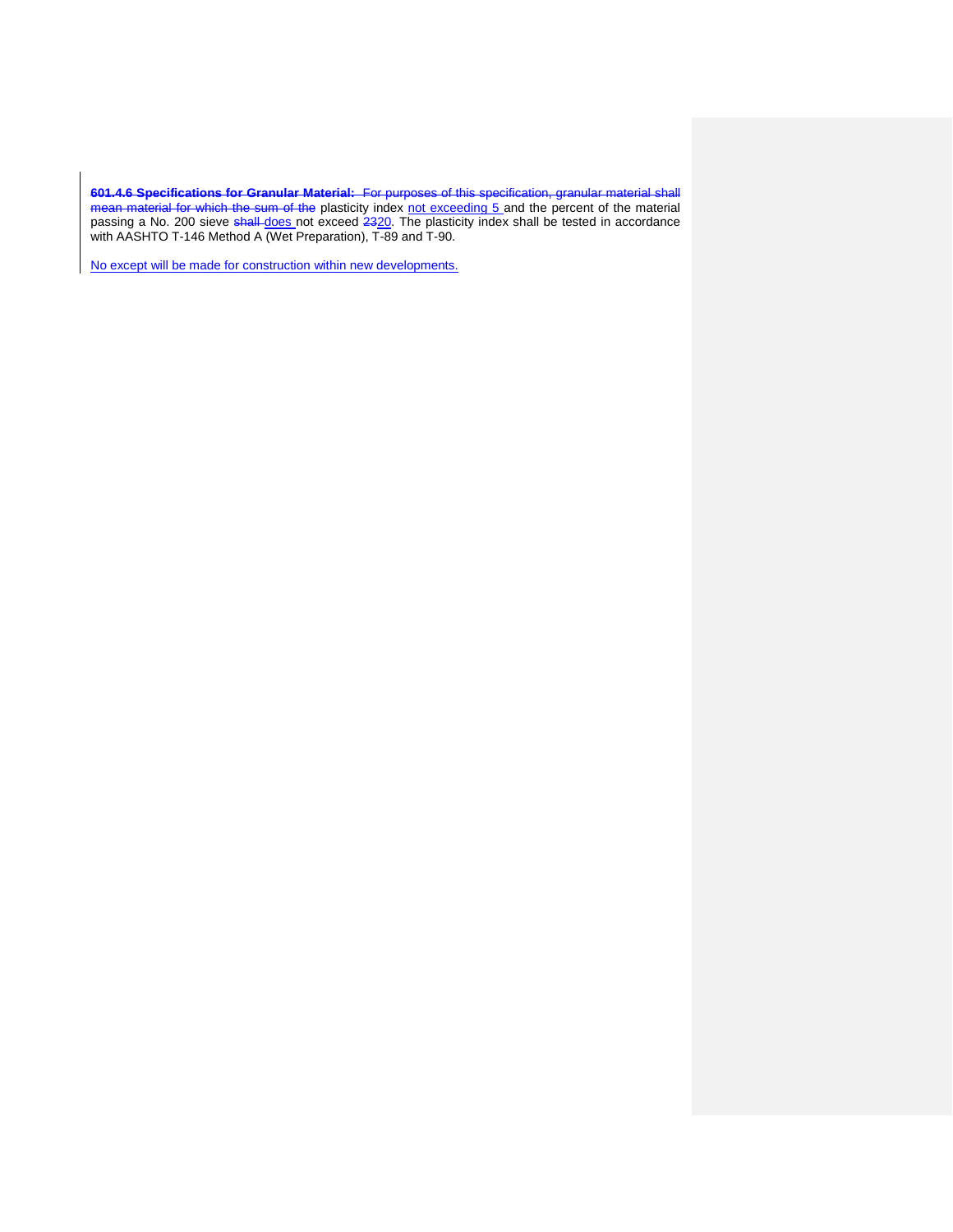~~**601.4.6 Specifications for Granular Material:**~~ ~~For purposes of this specification, granular material shall mean material for which the sum of the~~ plasticity index not exceeding 5 and the percent of the material passing a No. 200 sieve ~~shall~~ does not exceed ~~23~~20. The plasticity index shall be tested in accordance with AASHTO T-146 Method A (Wet Preparation), T-89 and T-90.

No except will be made for construction within new developments.